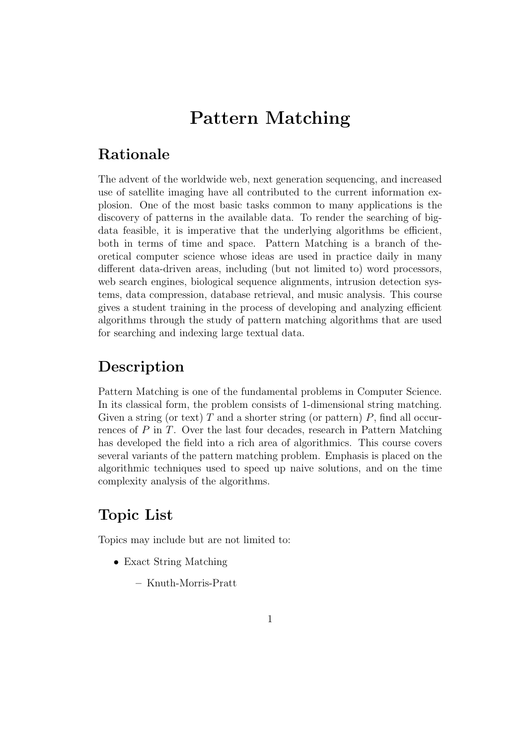# Pattern Matching

## Rationale

The advent of the worldwide web, next generation sequencing, and increased use of satellite imaging have all contributed to the current information explosion. One of the most basic tasks common to many applications is the discovery of patterns in the available data. To render the searching of big-data feasible, it is imperative that the underlying algorithms be efficient, both in terms of time and space. Pattern Matching is a branch of theoretical computer science whose ideas are used in practice daily in many different data-driven areas, including (but not limited to) word processors, web search engines, biological sequence alignments, intrusion detection systems, data compression, database retrieval, and music analysis. This course gives a student training in the process of developing and analyzing efficient algorithms through the study of pattern matching algorithms that are used for searching and indexing large textual data.

## Description

Pattern Matching is one of the fundamental problems in Computer Science. In its classical form, the problem consists of 1-dimensional string matching. Given a string (or text) $T$ and a shorter string (or pattern) $P$, find all occurrences of $P$ in $T$. Over the last four decades, research in Pattern Matching has developed the field into a rich area of algorithmics. This course covers several variants of the pattern matching problem. Emphasis is placed on the algorithmic techniques used to speed up naive solutions, and on the time complexity analysis of the algorithms.

## Topic List

Topics may include but are not limited to:

- Exact String Matching
  - Knuth-Morris-Pratt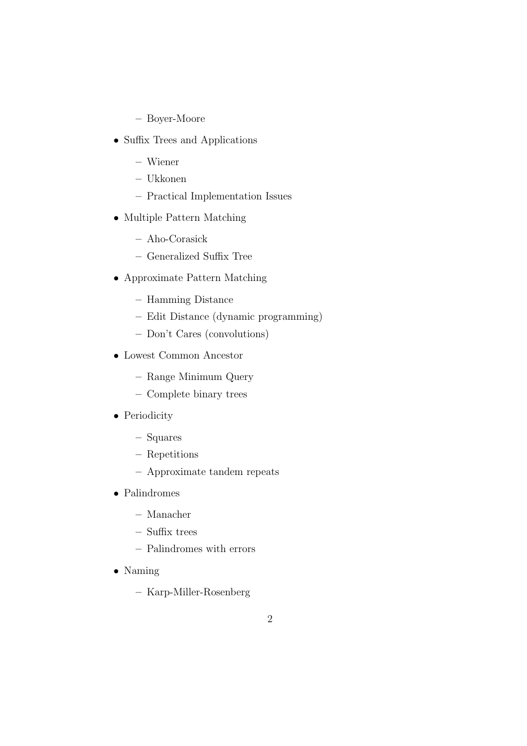- Boyer-Moore

- Suffix Trees and Applications
  - Wiener
  - Ukkonen
  - Practical Implementation Issues

- Multiple Pattern Matching
  - Aho-Corasick
  - Generalized Suffix Tree

- Approximate Pattern Matching
  - Hamming Distance
  - Edit Distance (dynamic programming)
  - Don't Cares (convolutions)

- Lowest Common Ancestor
  - Range Minimum Query
  - Complete binary trees

- Periodicity
  - Squares
  - Repetitions
  - Approximate tandem repeats

- Palindromes
  - Manacher
  - Suffix trees
  - Palindromes with errors

- Naming
  - Karp-Miller-Rosenberg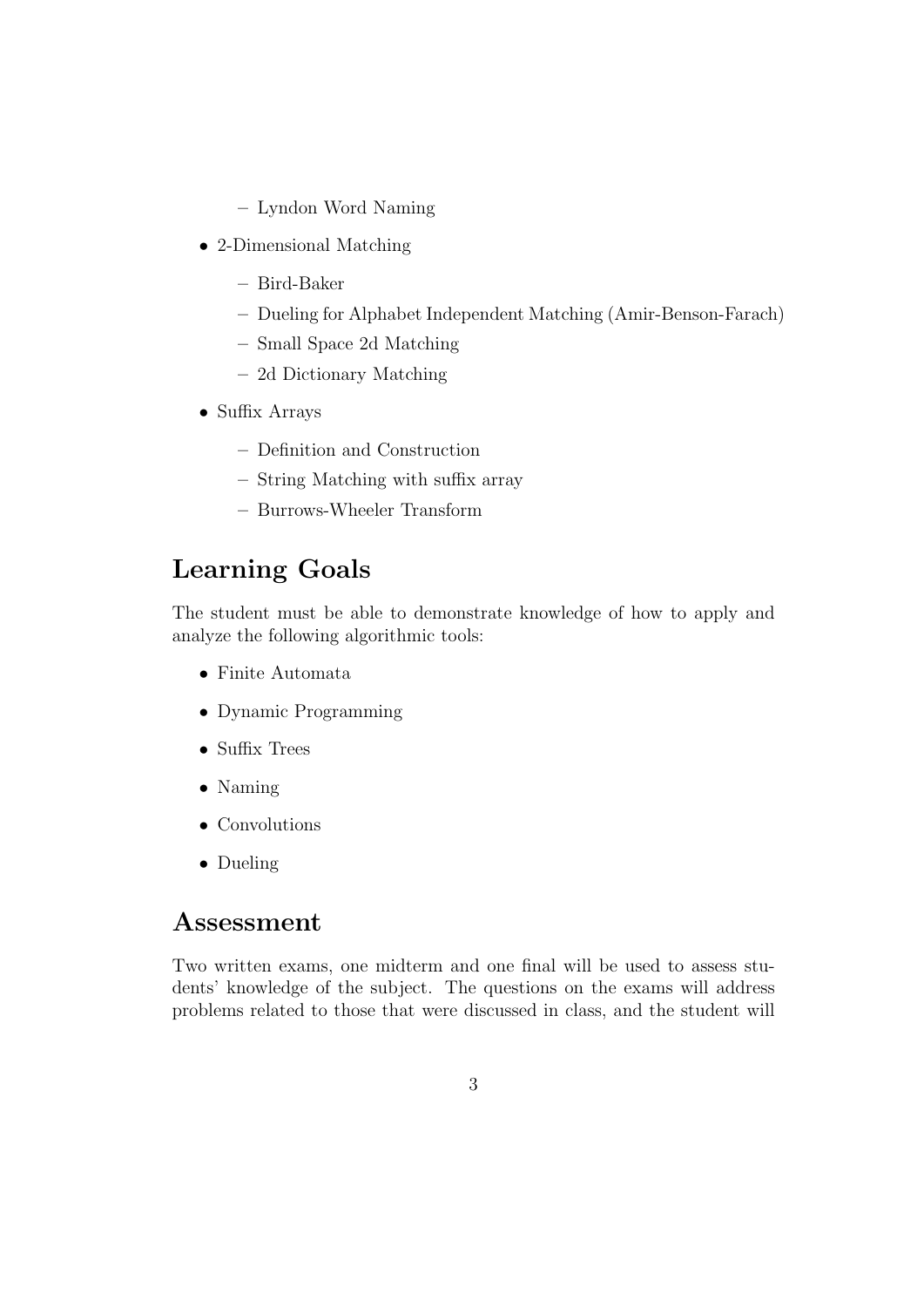- Lyndon Word Naming

- 2-Dimensional Matching
  - Bird-Baker
  - Dueling for Alphabet Independent Matching (Amir-Benson-Farach)
  - Small Space 2d Matching
  - 2d Dictionary Matching

- Suffix Arrays
  - Definition and Construction
  - String Matching with suffix array
  - Burrows-Wheeler Transform

## Learning Goals

The student must be able to demonstrate knowledge of how to apply and analyze the following algorithmic tools:

- Finite Automata
- Dynamic Programming
- Suffix Trees
- Naming
- Convolutions
- Dueling

## Assessment

Two written exams, one midterm and one final will be used to assess students' knowledge of the subject. The questions on the exams will address problems related to those that were discussed in class, and the student will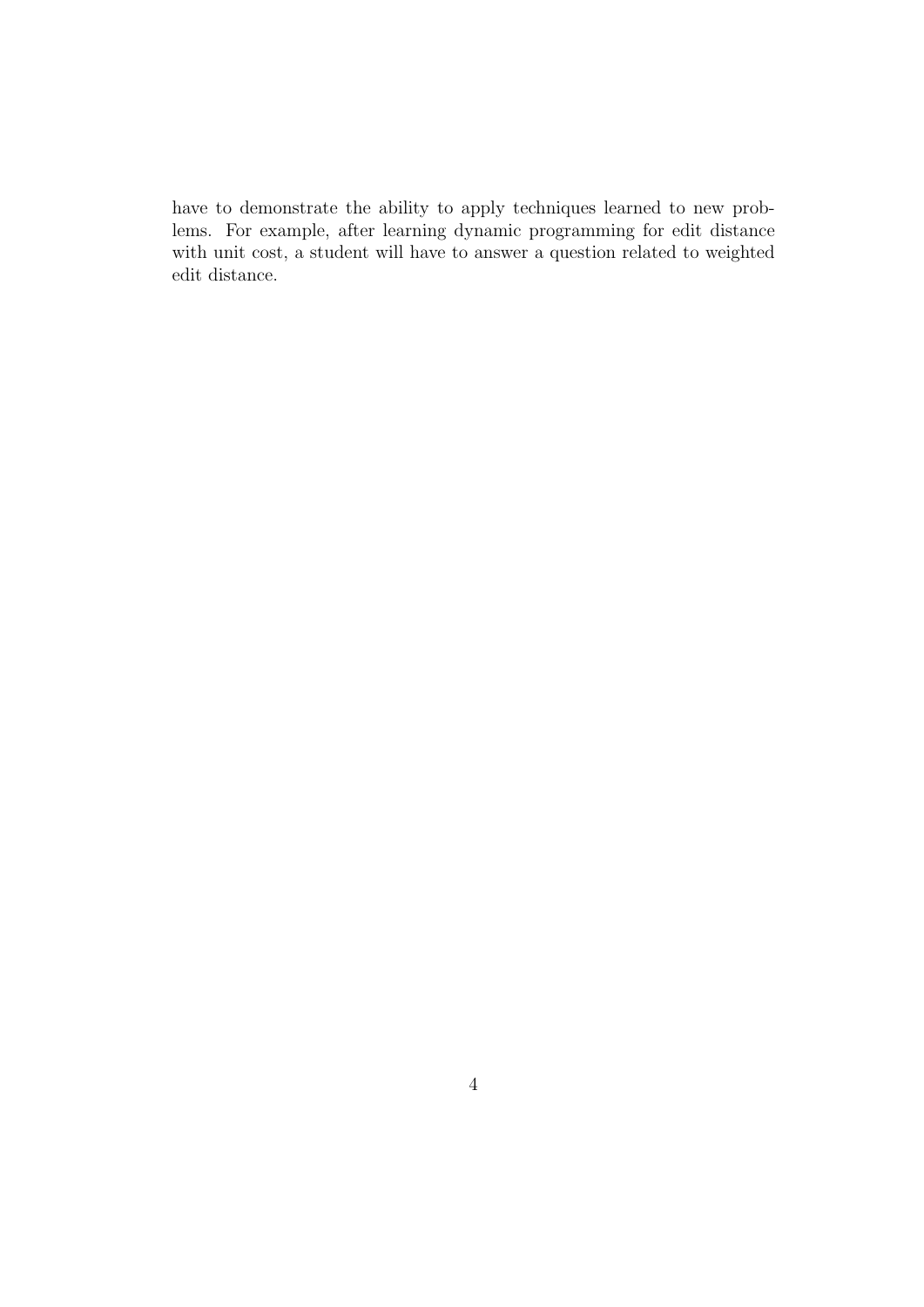have to demonstrate the ability to apply techniques learned to new problems. For example, after learning dynamic programming for edit distance with unit cost, a student will have to answer a question related to weighted edit distance.